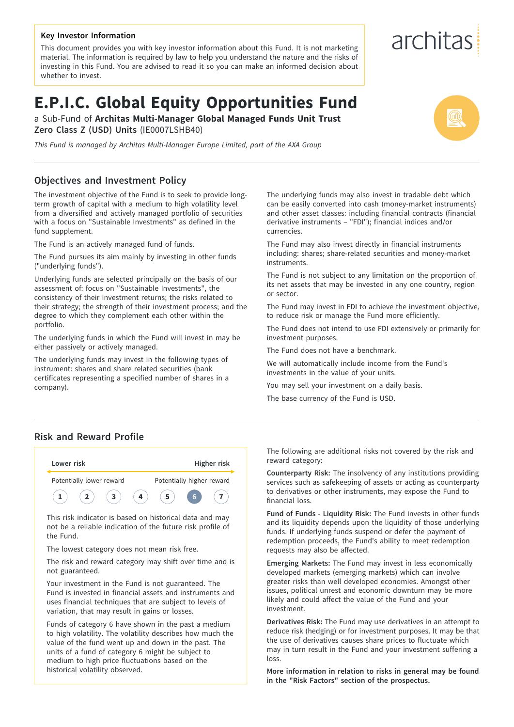**Key Investor Information**

This document provides you with key investor information about this Fund. It is not marketing material. The information is required by law to help you understand the nature and the risks of investing in this Fund. You are advised to read it so you can make an informed decision about whether to invest.

architas

# E.P.I.C. Global Equity Opportunities Fund

a Sub-Fund of **Architas Multi-Manager Global Managed Funds Unit Trust**
**Zero Class Z (USD) Units** (IE0007LSHB40)

*This Fund is managed by Architas Multi-Manager Europe Limited, part of the AXA Group*

## Objectives and Investment Policy

The investment objective of the Fund is to seek to provide long-term growth of capital with a medium to high volatility level from a diversified and actively managed portfolio of securities with a focus on "Sustainable Investments" as defined in the fund supplement.

The Fund is an actively managed fund of funds.

The Fund pursues its aim mainly by investing in other funds ("underlying funds").

Underlying funds are selected principally on the basis of our assessment of: focus on "Sustainable Investments", the consistency of their investment returns; the risks related to their strategy; the strength of their investment process; and the degree to which they complement each other within the portfolio.

The underlying funds in which the Fund will invest in may be either passively or actively managed.

The underlying funds may invest in the following types of instrument: shares and share related securities (bank certificates representing a specified number of shares in a company).

The underlying funds may also invest in tradable debt which can be easily converted into cash (money-market instruments) and other asset classes: including financial contracts (financial derivative instruments – "FDI"); financial indices and/or currencies.

The Fund may also invest directly in financial instruments including: shares; share-related securities and money-market instruments.

The Fund is not subject to any limitation on the proportion of its net assets that may be invested in any one country, region or sector.

The Fund may invest in FDI to achieve the investment objective, to reduce risk or manage the Fund more efficiently.

The Fund does not intend to use FDI extensively or primarily for investment purposes.

The Fund does not have a benchmark.

We will automatically include income from the Fund's investments in the value of your units.

You may sell your investment on a daily basis.

The base currency of the Fund is USD.

## Risk and Reward Profile

| Lower risk | | | | | | Higher risk |
|---|---|---|---|---|---|---|
| Potentially lower reward | | | | | | Potentially higher reward |
| 1 | 2 | 3 | 4 | 5 | **6** | 7 |

This risk indicator is based on historical data and may not be a reliable indication of the future risk profile of the Fund.

The lowest category does not mean risk free.

The risk and reward category may shift over time and is not guaranteed.

Your investment in the Fund is not guaranteed. The Fund is invested in financial assets and instruments and uses financial techniques that are subject to levels of variation, that may result in gains or losses.

Funds of category 6 have shown in the past a medium to high volatility. The volatility describes how much the value of the fund went up and down in the past. The units of a fund of category 6 might be subject to medium to high price fluctuations based on the historical volatility observed.

The following are additional risks not covered by the risk and reward category:

**Counterparty Risk:** The insolvency of any institutions providing services such as safekeeping of assets or acting as counterparty to derivatives or other instruments, may expose the Fund to financial loss.

**Fund of Funds - Liquidity Risk:** The Fund invests in other funds and its liquidity depends upon the liquidity of those underlying funds. If underlying funds suspend or defer the payment of redemption proceeds, the Fund's ability to meet redemption requests may also be affected.

**Emerging Markets:** The Fund may invest in less economically developed markets (emerging markets) which can involve greater risks than well developed economies. Amongst other issues, political unrest and economic downturn may be more likely and could affect the value of the Fund and your investment.

**Derivatives Risk:** The Fund may use derivatives in an attempt to reduce risk (hedging) or for investment purposes. It may be that the use of derivatives causes share prices to fluctuate which may in turn result in the Fund and your investment suffering a loss.

**More information in relation to risks in general may be found in the "Risk Factors" section of the prospectus.**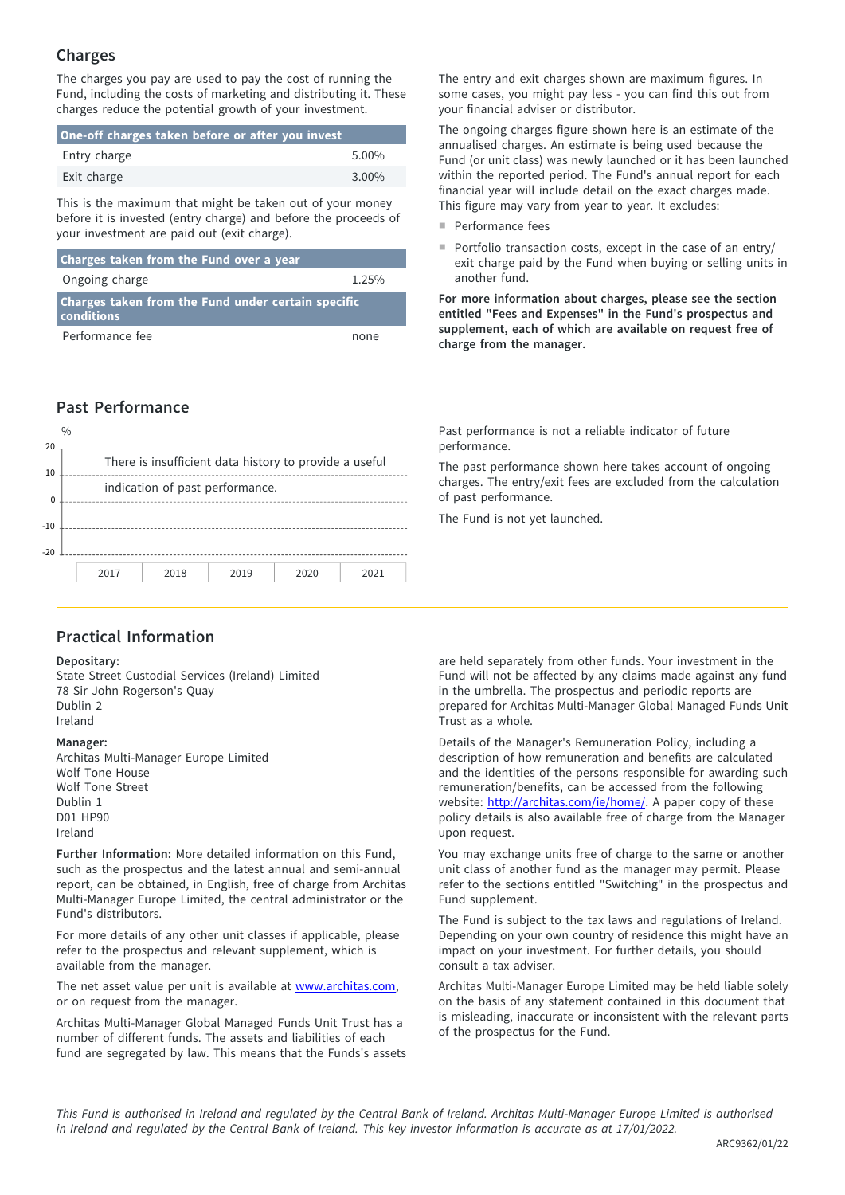## Charges

The charges you pay are used to pay the cost of running the Fund, including the costs of marketing and distributing it. These charges reduce the potential growth of your investment.

| One-off charges taken before or after you invest | |
|---|---|
| Entry charge | 5.00% |
| Exit charge | 3.00% |

This is the maximum that might be taken out of your money before it is invested (entry charge) and before the proceeds of your investment are paid out (exit charge).

| Charges taken from the Fund over a year | |
|---|---|
| Ongoing charge | 1.25% |
| **Charges taken from the Fund under certain specific conditions** | |
| Performance fee | none |

The entry and exit charges shown are maximum figures. In some cases, you might pay less - you can find this out from your financial adviser or distributor.

The ongoing charges figure shown here is an estimate of the annualised charges. An estimate is being used because the Fund (or unit class) was newly launched or it has been launched within the reported period. The Fund's annual report for each financial year will include detail on the exact charges made. This figure may vary from year to year. It excludes:

- Performance fees
- Portfolio transaction costs, except in the case of an entry/ exit charge paid by the Fund when buying or selling units in another fund.

**For more information about charges, please see the section entitled "Fees and Expenses" in the Fund's prospectus and supplement, each of which are available on request free of charge from the manager.**

## Past Performance

%
20
10
0
-10
-20
There is insufficient data history to provide a useful indication of past performance.
2017
2018
2019
2020
2021

Past performance is not a reliable indicator of future performance.

The past performance shown here takes account of ongoing charges. The entry/exit fees are excluded from the calculation of past performance.

The Fund is not yet launched.

## Practical Information

**Depositary:**
State Street Custodial Services (Ireland) Limited
78 Sir John Rogerson's Quay
Dublin 2
Ireland

**Manager:**
Architas Multi-Manager Europe Limited
Wolf Tone House
Wolf Tone Street
Dublin 1
D01 HP90
Ireland

**Further Information:** More detailed information on this Fund, such as the prospectus and the latest annual and semi-annual report, can be obtained, in English, free of charge from Architas Multi-Manager Europe Limited, the central administrator or the Fund's distributors.

For more details of any other unit classes if applicable, please refer to the prospectus and relevant supplement, which is available from the manager.

The net asset value per unit is available at www.architas.com, or on request from the manager.

Architas Multi-Manager Global Managed Funds Unit Trust has a number of different funds. The assets and liabilities of each fund are segregated by law. This means that the Funds's assets are held separately from other funds. Your investment in the Fund will not be affected by any claims made against any fund in the umbrella. The prospectus and periodic reports are prepared for Architas Multi-Manager Global Managed Funds Unit Trust as a whole.

Details of the Manager's Remuneration Policy, including a description of how remuneration and benefits are calculated and the identities of the persons responsible for awarding such remuneration/benefits, can be accessed from the following website: http://architas.com/ie/home/. A paper copy of these policy details is also available free of charge from the Manager upon request.

You may exchange units free of charge to the same or another unit class of another fund as the manager may permit. Please refer to the sections entitled "Switching" in the prospectus and Fund supplement.

The Fund is subject to the tax laws and regulations of Ireland. Depending on your own country of residence this might have an impact on your investment. For further details, you should consult a tax adviser.

Architas Multi-Manager Europe Limited may be held liable solely on the basis of any statement contained in this document that is misleading, inaccurate or inconsistent with the relevant parts of the prospectus for the Fund.

*This Fund is authorised in Ireland and regulated by the Central Bank of Ireland. Architas Multi-Manager Europe Limited is authorised in Ireland and regulated by the Central Bank of Ireland. This key investor information is accurate as at 17/01/2022.*

ARC9362/01/22